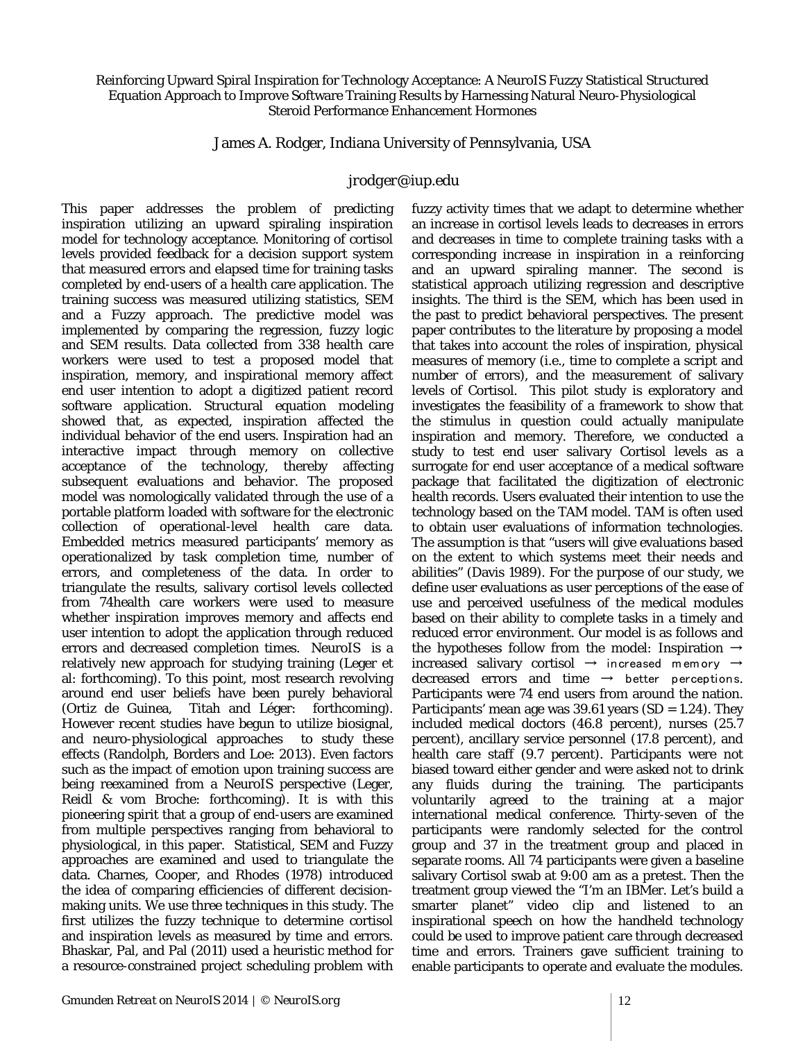# Reinforcing Upward Spiral Inspiration for Technology Acceptance: A NeuroIS Fuzzy Statistical Structured Equation Approach to Improve Software Training Results by Harnessing Natural Neuro-Physiological Steroid Performance Enhancement Hormones

James A. Rodger, Indiana University of Pennsylvania, USA

jrodger@iup.edu

This paper addresses the problem of predicting inspiration utilizing an upward spiraling inspiration model for technology acceptance. Monitoring of cortisol levels provided feedback for a decision support system that measured errors and elapsed time for training tasks completed by end-users of a health care application. The training success was measured utilizing statistics, SEM and a Fuzzy approach. The predictive model was implemented by comparing the regression, fuzzy logic and SEM results. Data collected from 338 health care workers were used to test a proposed model that inspiration, memory, and inspirational memory affect end user intention to adopt a digitized patient record software application. Structural equation modeling showed that, as expected, inspiration affected the individual behavior of the end users. Inspiration had an interactive impact through memory on collective acceptance of the technology, thereby affecting subsequent evaluations and behavior. The proposed model was nomologically validated through the use of a portable platform loaded with software for the electronic collection of operational-level health care data. Embedded metrics measured participants' memory as operationalized by task completion time, number of errors, and completeness of the data. In order to triangulate the results, salivary cortisol levels collected from 74health care workers were used to measure whether inspiration improves memory and affects end user intention to adopt the application through reduced errors and decreased completion times. NeuroIS is a relatively new approach for studying training (Leger et al: forthcoming). To this point, most research revolving around end user beliefs have been purely behavioral (Ortiz de Guinea, Titah and Léger: forthcoming). However recent studies have begun to utilize biosignal, and neuro-physiological approaches to study these effects (Randolph, Borders and Loe: 2013). Even factors such as the impact of emotion upon training success are being reexamined from a NeuroIS perspective (Leger, Reidl & vom Broche: forthcoming). It is with this pioneering spirit that a group of end-users are examined from multiple perspectives ranging from behavioral to physiological, in this paper. Statistical, SEM and Fuzzy approaches are examined and used to triangulate the data. Charnes, Cooper, and Rhodes (1978) introduced the idea of comparing efficiencies of different decision-making units. We use three techniques in this study. The first utilizes the fuzzy technique to determine cortisol and inspiration levels as measured by time and errors. Bhaskar, Pal, and Pal (2011) used a heuristic method for a resource-constrained project scheduling problem with fuzzy activity times that we adapt to determine whether an increase in cortisol levels leads to decreases in errors and decreases in time to complete training tasks with a corresponding increase in inspiration in a reinforcing and an upward spiraling manner. The second is statistical approach utilizing regression and descriptive insights. The third is the SEM, which has been used in the past to predict behavioral perspectives. The present paper contributes to the literature by proposing a model that takes into account the roles of inspiration, physical measures of memory (i.e., time to complete a script and number of errors), and the measurement of salivary levels of Cortisol. This pilot study is exploratory and investigates the feasibility of a framework to show that the stimulus in question could actually manipulate inspiration and memory. Therefore, we conducted a study to test end user salivary Cortisol levels as a surrogate for end user acceptance of a medical software package that facilitated the digitization of electronic health records. Users evaluated their intention to use the technology based on the TAM model. TAM is often used to obtain user evaluations of information technologies. The assumption is that "users will give evaluations based on the extent to which systems meet their needs and abilities" (Davis 1989). For the purpose of our study, we define user evaluations as user perceptions of the ease of use and perceived usefulness of the medical modules based on their ability to complete tasks in a timely and reduced error environment. Our model is as follows and the hypotheses follow from the model: Inspiration → increased salivary cortisol → increased memory → decreased errors and time → better perceptions. Participants were 74 end users from around the nation. Participants' mean age was 39.61 years (SD = 1.24). They included medical doctors (46.8 percent), nurses (25.7 percent), ancillary service personnel (17.8 percent), and health care staff (9.7 percent). Participants were not biased toward either gender and were asked not to drink any fluids during the training. The participants voluntarily agreed to the training at a major international medical conference. Thirty-seven of the participants were randomly selected for the control group and 37 in the treatment group and placed in separate rooms. All 74 participants were given a baseline salivary Cortisol swab at 9:00 am as a pretest. Then the treatment group viewed the "I'm an IBMer. Let's build a smarter planet" video clip and listened to an inspirational speech on how the handheld technology could be used to improve patient care through decreased time and errors. Trainers gave sufficient training to enable participants to operate and evaluate the modules.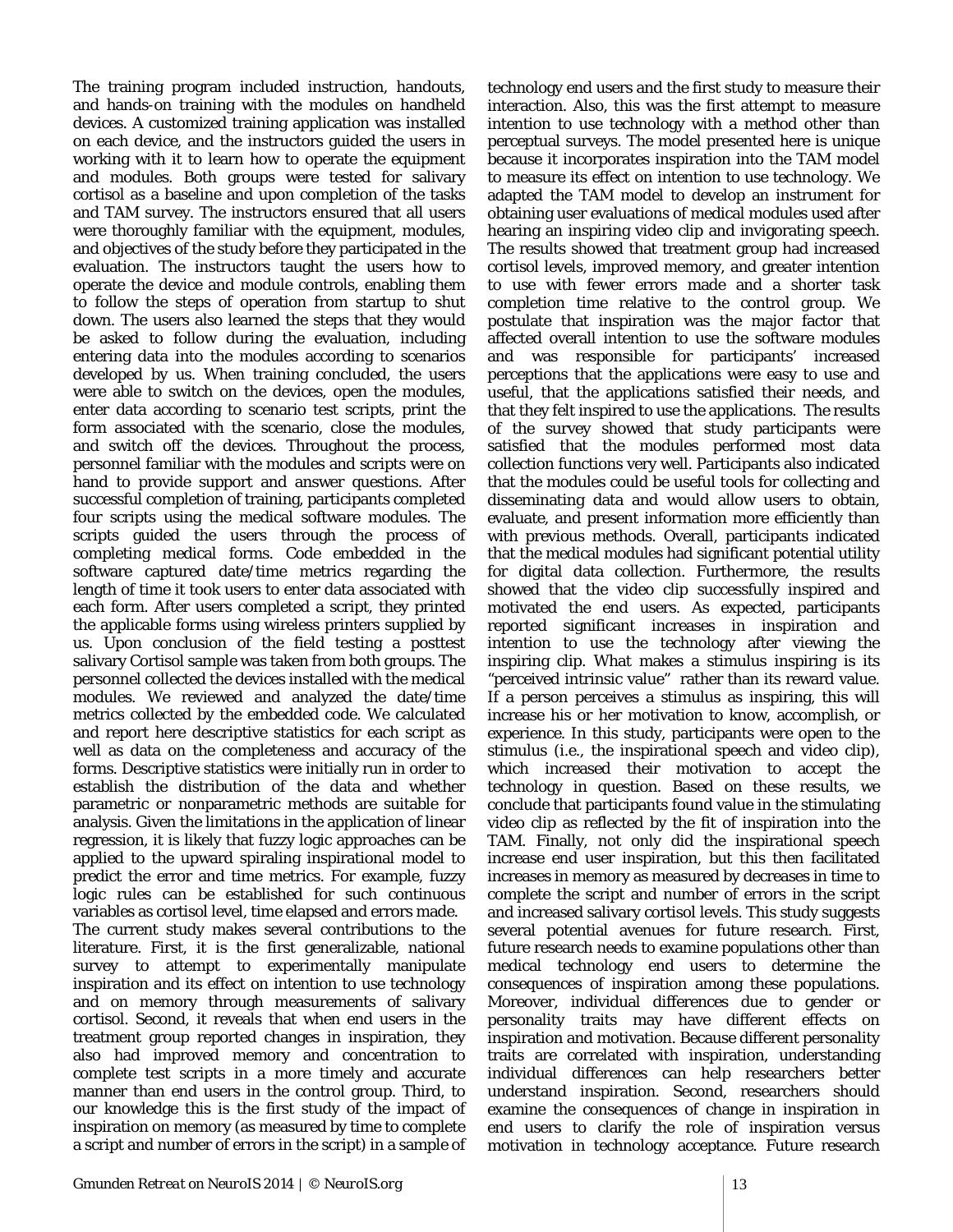The training program included instruction, handouts, and hands-on training with the modules on handheld devices. A customized training application was installed on each device, and the instructors guided the users in working with it to learn how to operate the equipment and modules. Both groups were tested for salivary cortisol as a baseline and upon completion of the tasks and TAM survey. The instructors ensured that all users were thoroughly familiar with the equipment, modules, and objectives of the study before they participated in the evaluation. The instructors taught the users how to operate the device and module controls, enabling them to follow the steps of operation from startup to shut down. The users also learned the steps that they would be asked to follow during the evaluation, including entering data into the modules according to scenarios developed by us. When training concluded, the users were able to switch on the devices, open the modules, enter data according to scenario test scripts, print the form associated with the scenario, close the modules, and switch off the devices. Throughout the process, personnel familiar with the modules and scripts were on hand to provide support and answer questions. After successful completion of training, participants completed four scripts using the medical software modules. The scripts guided the users through the process of completing medical forms. Code embedded in the software captured date/time metrics regarding the length of time it took users to enter data associated with each form. After users completed a script, they printed the applicable forms using wireless printers supplied by us. Upon conclusion of the field testing a posttest salivary Cortisol sample was taken from both groups. The personnel collected the devices installed with the medical modules. We reviewed and analyzed the date/time metrics collected by the embedded code. We calculated and report here descriptive statistics for each script as well as data on the completeness and accuracy of the forms. Descriptive statistics were initially run in order to establish the distribution of the data and whether parametric or nonparametric methods are suitable for analysis. Given the limitations in the application of linear regression, it is likely that fuzzy logic approaches can be applied to the upward spiraling inspirational model to predict the error and time metrics. For example, fuzzy logic rules can be established for such continuous variables as cortisol level, time elapsed and errors made.

The current study makes several contributions to the literature. First, it is the first generalizable, national survey to attempt to experimentally manipulate inspiration and its effect on intention to use technology and on memory through measurements of salivary cortisol. Second, it reveals that when end users in the treatment group reported changes in inspiration, they also had improved memory and concentration to complete test scripts in a more timely and accurate manner than end users in the control group. Third, to our knowledge this is the first study of the impact of inspiration on memory (as measured by time to complete a script and number of errors in the script) in a sample of technology end users and the first study to measure their interaction. Also, this was the first attempt to measure intention to use technology with a method other than perceptual surveys. The model presented here is unique because it incorporates inspiration into the TAM model to measure its effect on intention to use technology. We adapted the TAM model to develop an instrument for obtaining user evaluations of medical modules used after hearing an inspiring video clip and invigorating speech. The results showed that treatment group had increased cortisol levels, improved memory, and greater intention to use with fewer errors made and a shorter task completion time relative to the control group. We postulate that inspiration was the major factor that affected overall intention to use the software modules and was responsible for participants' increased perceptions that the applications were easy to use and useful, that the applications satisfied their needs, and that they felt inspired to use the applications. The results of the survey showed that study participants were satisfied that the modules performed most data collection functions very well. Participants also indicated that the modules could be useful tools for collecting and disseminating data and would allow users to obtain, evaluate, and present information more efficiently than with previous methods. Overall, participants indicated that the medical modules had significant potential utility for digital data collection. Furthermore, the results showed that the video clip successfully inspired and motivated the end users. As expected, participants reported significant increases in inspiration and intention to use the technology after viewing the inspiring clip. What makes a stimulus inspiring is its "perceived intrinsic value" rather than its reward value. If a person perceives a stimulus as inspiring, this will increase his or her motivation to know, accomplish, or experience. In this study, participants were open to the stimulus (i.e., the inspirational speech and video clip), which increased their motivation to accept the technology in question. Based on these results, we conclude that participants found value in the stimulating video clip as reflected by the fit of inspiration into the TAM. Finally, not only did the inspirational speech increase end user inspiration, but this then facilitated increases in memory as measured by decreases in time to complete the script and number of errors in the script and increased salivary cortisol levels. This study suggests several potential avenues for future research. First, future research needs to examine populations other than medical technology end users to determine the consequences of inspiration among these populations. Moreover, individual differences due to gender or personality traits may have different effects on inspiration and motivation. Because different personality traits are correlated with inspiration, understanding individual differences can help researchers better understand inspiration. Second, researchers should examine the consequences of change in inspiration in end users to clarify the role of inspiration versus motivation in technology acceptance. Future research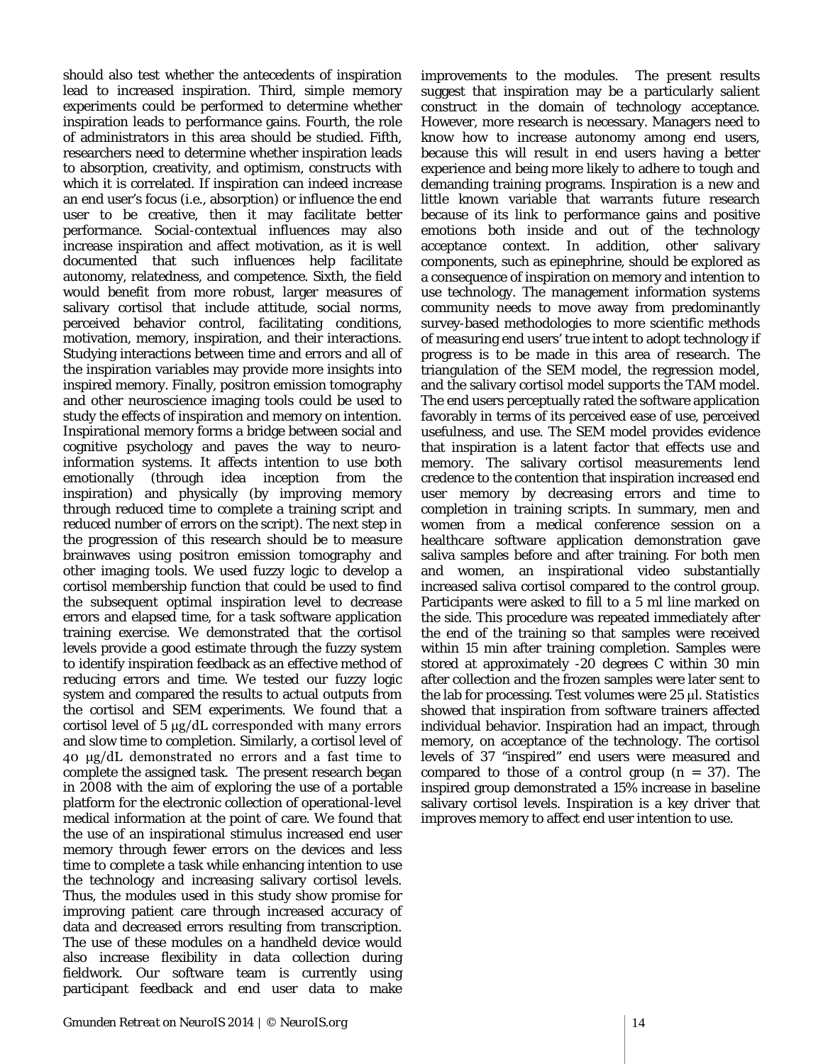should also test whether the antecedents of inspiration lead to increased inspiration. Third, simple memory experiments could be performed to determine whether inspiration leads to performance gains. Fourth, the role of administrators in this area should be studied. Fifth, researchers need to determine whether inspiration leads to absorption, creativity, and optimism, constructs with which it is correlated. If inspiration can indeed increase an end user's focus (i.e., absorption) or influence the end user to be creative, then it may facilitate better performance. Social-contextual influences may also increase inspiration and affect motivation, as it is well documented that such influences help facilitate autonomy, relatedness, and competence. Sixth, the field would benefit from more robust, larger measures of salivary cortisol that include attitude, social norms, perceived behavior control, facilitating conditions, motivation, memory, inspiration, and their interactions. Studying interactions between time and errors and all of the inspiration variables may provide more insights into inspired memory. Finally, positron emission tomography and other neuroscience imaging tools could be used to study the effects of inspiration and memory on intention. Inspirational memory forms a bridge between social and cognitive psychology and paves the way to neuro-information systems. It affects intention to use both emotionally (through idea inception from the inspiration) and physically (by improving memory through reduced time to complete a training script and reduced number of errors on the script). The next step in the progression of this research should be to measure brainwaves using positron emission tomography and other imaging tools. We used fuzzy logic to develop a cortisol membership function that could be used to find the subsequent optimal inspiration level to decrease errors and elapsed time, for a task software application training exercise. We demonstrated that the cortisol levels provide a good estimate through the fuzzy system to identify inspiration feedback as an effective method of reducing errors and time. We tested our fuzzy logic system and compared the results to actual outputs from the cortisol and SEM experiments. We found that a cortisol level of 5 μg/dL corresponded with many errors and slow time to completion. Similarly, a cortisol level of 40 μg/dL demonstrated no errors and a fast time to complete the assigned task. The present research began in 2008 with the aim of exploring the use of a portable platform for the electronic collection of operational-level medical information at the point of care. We found that the use of an inspirational stimulus increased end user memory through fewer errors on the devices and less time to complete a task while enhancing intention to use the technology and increasing salivary cortisol levels. Thus, the modules used in this study show promise for improving patient care through increased accuracy of data and decreased errors resulting from transcription. The use of these modules on a handheld device would also increase flexibility in data collection during fieldwork. Our software team is currently using participant feedback and end user data to make improvements to the modules. The present results suggest that inspiration may be a particularly salient construct in the domain of technology acceptance. However, more research is necessary. Managers need to know how to increase autonomy among end users, because this will result in end users having a better experience and being more likely to adhere to tough and demanding training programs. Inspiration is a new and little known variable that warrants future research because of its link to performance gains and positive emotions both inside and out of the technology acceptance context. In addition, other salivary components, such as epinephrine, should be explored as a consequence of inspiration on memory and intention to use technology. The management information systems community needs to move away from predominantly survey-based methodologies to more scientific methods of measuring end users' true intent to adopt technology if progress is to be made in this area of research. The triangulation of the SEM model, the regression model, and the salivary cortisol model supports the TAM model. The end users perceptually rated the software application favorably in terms of its perceived ease of use, perceived usefulness, and use. The SEM model provides evidence that inspiration is a latent factor that effects use and memory. The salivary cortisol measurements lend credence to the contention that inspiration increased end user memory by decreasing errors and time to completion in training scripts. In summary, men and women from a medical conference session on a healthcare software application demonstration gave saliva samples before and after training. For both men and women, an inspirational video substantially increased saliva cortisol compared to the control group. Participants were asked to fill to a 5 ml line marked on the side. This procedure was repeated immediately after the end of the training so that samples were received within 15 min after training completion. Samples were stored at approximately -20 degrees C within 30 min after collection and the frozen samples were later sent to the lab for processing. Test volumes were 25 μl. Statistics showed that inspiration from software trainers affected individual behavior. Inspiration had an impact, through memory, on acceptance of the technology. The cortisol levels of 37 "inspired" end users were measured and compared to those of a control group ($n = 37$). The inspired group demonstrated a 15% increase in baseline salivary cortisol levels. Inspiration is a key driver that improves memory to affect end user intention to use.